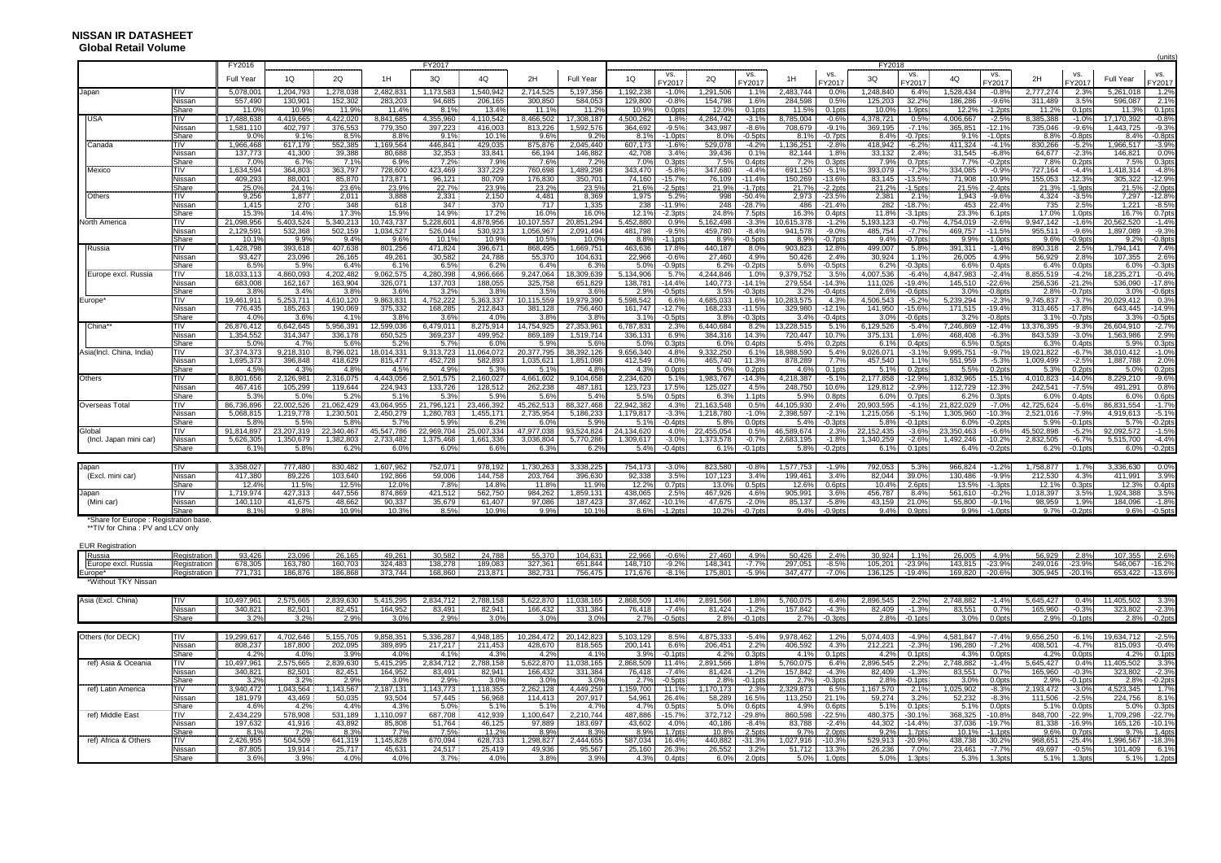# NISSAN IR DATASHEET
## Global Retail Volume

(units)

| | | FY2016 | FY2017 | | | | | | | FY2018 | | | | | | | | | | | | | | | | |
|---|---|---|---|---|---|---|---|---|---|---|---|---|---|---|---|---|---|---|---|---|---|---|---|---|---|---|
| | | Full Year | 1Q | 2Q | 1H | 3Q | 4Q | 2H | Full Year | 1Q | vs. FY2017 | 2Q | vs. FY2017 | 1H | vs. FY2017 | 3Q | vs. FY2017 | 4Q | vs. FY2017 | 2H | vs. FY2017 | Full Year | vs. FY2017 |
| Japan | TIV | 5,078,001 | 1,204,793 | 1,278,038 | 2,482,831 | 1,173,583 | 1,540,942 | 2,714,525 | 5,197,356 | 1,192,238 | -1.0% | 1,291,506 | 1.1% | 2,483,744 | 0.0% | 1,248,840 | 6.4% | 1,528,434 | -0.8% | 2,777,274 | 2.3% | 5,261,018 | 1.2% |
| | Nissan | 557,490 | 130,901 | 152,302 | 283,203 | 94,685 | 206,165 | 300,850 | 584,053 | 129,800 | -0.8% | 154,798 | 1.6% | 284,598 | 0.5% | 125,203 | 32.2% | 186,286 | -9.6% | 311,489 | 3.5% | 596,087 | 2.1% |
| | Share | 11.0% | 10.9% | 11.9% | 11.4% | 8.1% | 13.4% | 11.1% | 11.2% | 10.9% | 0.0pts | 12.0% | 0.1pts | 11.5% | 0.1pts | 10.0% | 1.9pts | 12.2% | -1.2pts | 11.2% | 0.1pts | 11.3% | 0.1pts |
| USA | TIV | 17,488,638 | 4,419,665 | 4,422,020 | 8,841,685 | 4,355,960 | 4,110,542 | 8,466,502 | 17,308,187 | 4,500,262 | 1.8% | 4,284,742 | -3.1% | 8,785,004 | -0.6% | 4,378,721 | 0.5% | 4,006,667 | -2.5% | 8,385,388 | -1.0% | 17,170,392 | -0.8% |
| | Nissan | 1,581,110 | 402,797 | 376,553 | 779,350 | 397,223 | 416,003 | 813,226 | 1,592,576 | 364,692 | -9.5% | 343,987 | -8.6% | 708,679 | -9.1% | 369,195 | -7.1% | 365,851 | -12.1% | 735,046 | -9.6% | 1,443,725 | -9.3% |
| | Share | 9.0% | 9.1% | 8.5% | 8.8% | 9.1% | 10.1% | 9.6% | 9.2% | 8.1% | -1.0pts | 8.0% | -0.5pts | 8.1% | -0.7pts | 8.4% | -0.7pts | 9.1% | -1.0pts | 8.8% | -0.8pts | 8.4% | -0.8pts |
| Canada | TIV | 1,966,468 | 617,179 | 552,385 | 1,169,564 | 446,841 | 429,035 | 875,876 | 2,045,440 | 607,173 | -1.6% | 529,078 | -4.2% | 1,136,251 | -2.8% | 418,942 | -6.2% | 411,324 | -4.1% | 830,266 | -5.2% | 1,966,517 | -3.9% |
| | Nissan | 137,773 | 41,300 | 39,388 | 80,688 | 32,353 | 33,841 | 66,194 | 146,882 | 42,708 | 3.4% | 39,436 | 0.1% | 82,144 | 1.8% | 33,132 | 2.4% | 31,545 | -6.8% | 64,677 | -2.3% | 146,821 | 0.0% |
| | Share | 7.0% | 6.7% | 7.1% | 6.9% | 7.2% | 7.9% | 7.6% | 7.2% | 7.0% | 0.3pts | 7.5% | 0.4pts | 7.2% | 0.3pts | 7.9% | 0.7pts | 7.7% | -0.2pts | 7.8% | 0.2pts | 7.5% | 0.3pts |
| Mexico | TIV | 1,634,594 | 364,803 | 363,797 | 728,600 | 423,469 | 337,229 | 760,698 | 1,489,298 | 343,470 | -5.8% | 347,680 | -4.4% | 691,150 | -5.1% | 393,079 | -7.2% | 334,085 | -0.9% | 727,164 | -4.4% | 1,418,314 | -4.8% |
| | Nissan | 409,293 | 88,001 | 85,870 | 173,871 | 96,121 | 80,709 | 176,830 | 350,701 | 74,160 | -15.7% | 76,109 | -11.4% | 150,269 | -13.6% | 83,145 | -13.5% | 71,908 | -10.9% | 155,053 | -12.3% | 305,322 | -12.9% |
| | Share | 25.0% | 24.1% | 23.6% | 23.9% | 22.7% | 23.9% | 23.2% | 23.5% | 21.6% | -2.5pts | 21.9% | -1.7pts | 21.7% | -2.2pts | 21.2% | -1.5pts | 21.5% | -2.4pts | 21.3% | -1.9pts | 21.5% | -2.0pts |
| Others | TIV | 9,256 | 1,877 | 2,011 | 3,888 | 2,331 | 2,150 | 4,481 | 8,369 | 1,975 | 5.2% | 998 | -50.4% | 2,973 | -23.5% | 2,381 | 2.1% | 1,943 | -9.6% | 4,324 | -3.5% | 7,297 | -12.8% |
| | Nissan | 1,415 | 270 | 348 | 618 | 347 | 370 | 717 | 1,335 | 238 | -11.9% | 248 | -28.7% | 486 | -21.4% | 282 | -18.7% | 453 | 22.4% | 735 | 2.5% | 1,221 | -8.5% |
| | Share | 15.3% | 14.4% | 17.3% | 15.9% | 14.9% | 17.2% | 16.0% | 16.0% | 12.1% | -2.3pts | 24.8% | 7.5pts | 16.3% | 0.4pts | 11.8% | -3.1pts | 23.3% | 6.1pts | 17.0% | 1.0pts | 16.7% | 0.7pts |
| North America | TIV | 21,098,956 | 5,403,524 | 5,340,213 | 10,743,737 | 5,228,601 | 4,878,956 | 10,107,557 | 20,851,294 | 5,452,880 | 0.9% | 5,162,498 | -3.3% | 10,615,378 | -1.2% | 5,193,123 | -0.7% | 4,754,019 | -2.6% | 9,947,142 | -1.6% | 20,562,520 | -1.4% |
| | Nissan | 2,129,591 | 532,368 | 502,159 | 1,034,527 | 526,044 | 530,923 | 1,056,967 | 2,091,494 | 481,798 | -9.5% | 459,780 | -8.4% | 941,578 | -9.0% | 485,754 | -7.7% | 469,757 | -11.5% | 955,511 | -9.6% | 1,897,089 | -9.3% |
| | Share | 10.1% | 9.9% | 9.4% | 9.6% | 10.1% | 10.9% | 10.5% | 10.0% | 8.8% | -1.1pts | 8.9% | -0.5pts | 8.9% | -0.7pts | 9.4% | -0.7pts | 9.9% | -1.0pts | 9.6% | -0.9pts | 9.2% | -0.8pts |
| Russia | TIV | 1,428,798 | 393,618 | 407,638 | 801,256 | 471,824 | 396,671 | 868,495 | 1,669,751 | 463,636 | 17.8% | 440,187 | 8.0% | 903,823 | 12.8% | 499,007 | 5.8% | 391,311 | -1.4% | 890,318 | 2.5% | 1,794,141 | 7.4% |
| | Nissan | 93,427 | 23,096 | 26,165 | 49,261 | 30,582 | 24,788 | 55,370 | 104,631 | 22,966 | -0.6% | 27,460 | 4.9% | 50,426 | 2.4% | 30,924 | 1.1% | 26,005 | 4.9% | 56,929 | 2.8% | 107,355 | 2.6% |
| | Share | 6.5% | 5.9% | 6.4% | 6.1% | 6.5% | 6.2% | 6.4% | 6.3% | 5.0% | -0.9pts | 6.2% | -0.2pts | 5.6% | -0.5pts | 6.2% | -0.3pts | 6.6% | 0.4pts | 6.4% | 0.0pts | 6.0% | -0.3pts |
| Europe excl. Russia | TIV | 18,033,113 | 4,860,093 | 4,202,482 | 9,062,575 | 4,280,398 | 4,966,666 | 9,247,064 | 18,309,639 | 5,134,906 | 5.7% | 4,244,846 | 1.0% | 9,379,752 | 3.5% | 4,007,536 | -6.4% | 4,847,983 | -2.4% | 8,855,519 | -4.2% | 18,235,271 | -0.4% |
| | Nissan | 683,008 | 162,167 | 163,904 | 326,071 | 137,703 | 188,055 | 325,758 | 651,829 | 138,781 | -14.4% | 140,773 | -14.1% | 279,554 | -14.3% | 111,026 | -19.4% | 145,510 | -22.6% | 256,536 | -21.2% | 536,090 | -17.8% |
| | Share | 3.8% | 3.4% | 3.8% | 3.6% | 3.2% | 3.8% | 3.5% | 3.6% | 2.9% | -0.5pts | 3.5% | -0.3pts | 3.2% | -0.4pts | 2.6% | -0.6pts | 3.0% | -0.8pts | 2.8% | -0.7pts | 3.0% | -0.6pts |
| Europe* | TIV | 19,461,911 | 5,253,711 | 4,610,120 | 9,863,831 | 4,752,222 | 5,363,337 | 10,115,559 | 19,979,390 | 5,598,542 | 6.6% | 4,685,033 | 1.6% | 10,283,575 | 4.3% | 4,506,543 | -5.2% | 5,239,294 | -2.3% | 9,745,837 | -3.7% | 20,029,412 | 0.3% |
| | Nissan | 776,435 | 185,263 | 190,069 | 375,332 | 168,285 | 212,843 | 381,128 | 756,460 | 161,747 | -12.7% | 168,233 | -11.5% | 329,980 | -12.1% | 141,950 | -15.6% | 171,515 | -19.4% | 313,465 | -17.8% | 643,445 | -14.9% |
| | Share | 4.0% | 3.6% | 4.1% | 3.8% | 3.6% | 4.0% | 3.8% | 3.8% | 3.1% | -0.5pts | 3.8% | -0.3pts | 3.4% | -0.4pts | 3.0% | -0.6pts | 3.2% | -0.8pts | 3.1% | -0.7pts | 3.3% | -0.5pts |
| China** | TIV | 26,876,412 | 6,642,645 | 5,956,391 | 12,599,036 | 6,479,011 | 8,275,914 | 14,754,925 | 27,353,961 | 6,787,831 | 2.3% | 6,440,684 | 8.2% | 13,228,515 | 5.1% | 6,129,526 | -5.4% | 7,246,869 | -12.4% | 13,376,395 | -9.3% | 26,604,910 | -2.7% |
| | Nissan | 1,354,552 | 314,347 | 336,178 | 650,525 | 369,237 | 499,952 | 869,189 | 1,519,714 | 336,131 | 6.9% | 384,316 | 14.3% | 720,447 | 10.7% | 375,131 | 1.6% | 468,408 | -6.3% | 843,539 | -3.0% | 1,563,986 | 2.9% |
| | Share | 5.0% | 4.7% | 5.6% | 5.2% | 5.7% | 6.0% | 5.9% | 5.6% | 5.0% | 0.3pts | 6.0% | 0.4pts | 5.4% | 0.2pts | 6.1% | 0.4pts | 6.5% | 0.5pts | 6.3% | 0.4pts | 5.9% | 0.3pts |
| Asia(Incl. China, India) | TIV | 37,374,373 | 9,218,310 | 8,796,021 | 18,014,331 | 9,313,723 | 11,064,072 | 20,377,795 | 38,392,126 | 9,656,340 | 4.8% | 9,332,250 | 6.1% | 18,988,590 | 5.4% | 9,026,071 | -3.1% | 9,995,751 | -9.7% | 19,021,822 | -6.7% | 38,010,412 | -1.0% |
| | Nissan | 1,695,373 | 396,848 | 418,629 | 815,477 | 452,728 | 582,893 | 1,035,621 | 1,851,098 | 412,549 | 4.0% | 465,740 | 11.3% | 878,289 | 7.7% | 457,540 | 1.1% | 551,959 | -5.3% | 1,009,499 | -2.5% | 1,887,788 | 2.0% |
| | Share | 4.5% | 4.3% | 4.8% | 4.5% | 4.9% | 5.3% | 5.1% | 4.8% | 4.3% | 0.0pts | 5.0% | 0.2pts | 4.6% | 0.1pts | 5.1% | 0.2pts | 5.5% | 0.2pts | 5.3% | 0.2pts | 5.0% | 0.2pts |
| Others | TIV | 8,801,656 | 2,126,981 | 2,316,075 | 4,443,056 | 2,501,575 | 2,160,027 | 4,661,602 | 9,104,658 | 2,234,620 | 5.1% | 1,983,767 | -14.3% | 4,218,387 | -5.1% | 2,177,858 | -12.9% | 1,832,965 | -15.1% | 4,010,823 | -14.0% | 8,229,210 | -9.6% |
| | Nissan | 467,416 | 105,299 | 119,644 | 224,943 | 133,726 | 128,512 | 262,238 | 487,181 | 123,723 | 17.5% | 125,027 | 4.5% | 248,750 | 10.6% | 129,812 | -2.9% | 112,729 | -12.3% | 242,541 | -7.5% | 491,291 | 0.8% |
| | Share | 5.3% | 5.0% | 5.2% | 5.1% | 5.3% | 5.9% | 5.6% | 5.4% | 5.5% | 0.5pts | 6.3% | 1.1pts | 5.9% | 0.8pts | 6.0% | 0.7pts | 6.2% | 0.3pts | 6.0% | 0.4pts | 6.0% | 0.6pts |
| Overseas Total | TIV | 86,736,896 | 22,002,526 | 21,062,429 | 43,064,955 | 21,796,121 | 23,466,392 | 45,262,513 | 88,327,468 | 22,942,382 | 4.3% | 21,163,548 | 0.5% | 44,105,930 | 2.4% | 20,903,595 | -4.1% | 21,822,029 | -7.0% | 42,725,624 | -5.6% | 86,831,554 | -1.7% |
| | Nissan | 5,068,815 | 1,219,778 | 1,230,501 | 2,450,279 | 1,280,783 | 1,455,171 | 2,735,954 | 5,186,233 | 1,179,817 | -3.3% | 1,218,780 | -1.0% | 2,398,597 | -2.1% | 1,215,056 | -5.1% | 1,305,960 | -10.3% | 2,521,016 | -7.9% | 4,919,613 | -5.1% |
| | Share | 5.8% | 5.5% | 5.8% | 5.7% | 5.9% | 6.2% | 6.0% | 5.9% | 5.1% | -0.4pts | 5.8% | 0.0pts | 5.4% | -0.3pts | 5.8% | -0.1pts | 6.0% | -0.2pts | 5.9% | -0.1pts | 5.7% | -0.2pts |
| Global | TIV | 91,814,897 | 23,207,319 | 22,340,467 | 45,547,786 | 22,969,704 | 25,007,334 | 47,977,038 | 93,524,824 | 24,134,620 | 4.0% | 22,455,054 | 0.5% | 46,589,674 | 2.3% | 22,152,435 | -3.6% | 23,350,463 | -6.6% | 45,502,898 | -5.2% | 92,092,572 | -1.5% |
| (Incl. Japan mini car) | Nissan | 5,626,305 | 1,350,679 | 1,382,803 | 2,733,482 | 1,375,468 | 1,661,336 | 3,036,804 | 5,770,286 | 1,309,617 | -3.0% | 1,373,578 | -0.7% | 2,683,195 | -1.8% | 1,340,259 | -2.6% | 1,492,246 | -10.2% | 2,832,505 | -6.7% | 5,515,700 | -4.4% |
| | Share | 6.1% | 5.8% | 6.2% | 6.0% | 6.0% | 6.6% | 6.3% | 6.2% | 5.4% | -0.4pts | 6.1% | -0.1pts | 5.8% | -0.2pts | 6.1% | 0.1pts | 6.4% | -0.2pts | 6.2% | -0.1pts | 6.0% | -0.2pts |
| Japan | TIV | 3,358,027 | 777,480 | 830,482 | 1,607,962 | 752,071 | 978,192 | 1,730,263 | 3,338,225 | 754,173 | -3.0% | 823,580 | -0.8% | 1,577,753 | -1.9% | 792,053 | 5.3% | 966,824 | -1.2% | 1,758,877 | 1.7% | 3,336,630 | 0.0% |
| (Excl. mini car) | Nissan | 417,380 | 89,226 | 103,640 | 192,866 | 59,006 | 144,758 | 203,764 | 396,630 | 92,338 | 3.5% | 107,123 | 3.4% | 199,461 | 3.4% | 82,044 | 39.0% | 130,486 | -9.9% | 212,530 | 4.3% | 411,991 | 3.9% |
| | Share | 12.4% | 11.5% | 12.5% | 12.0% | 7.8% | 14.8% | 11.8% | 11.9% | 12.2% | 0.7pts | 13.0% | 0.5pts | 12.6% | 0.6pts | 10.4% | 2.6pts | 13.5% | -1.3pts | 12.1% | 0.3pts | 12.3% | 0.4pts |
| Japan | TIV | 1,719,974 | 427,313 | 447,556 | 874,869 | 421,512 | 562,750 | 984,262 | 1,859,131 | 438,065 | 2.5% | 467,926 | 4.6% | 905,991 | 3.6% | 456,787 | 8.4% | 561,610 | -0.2% | 1,018,397 | 3.5% | 1,924,388 | 3.5% |
| (Mini car) | Nissan | 140,110 | 41,675 | 48,662 | 90,337 | 35,679 | 61,407 | 97,086 | 187,423 | 37,462 | -10.1% | 47,675 | -2.0% | 85,137 | -5.8% | 43,159 | 21.0% | 55,800 | -9.1% | 98,959 | 1.9% | 184,096 | -1.8% |
| | Share | 8.1% | 9.8% | 10.9% | 10.3% | 8.5% | 10.9% | 9.9% | 10.1% | 8.6% | -1.2pts | 10.2% | -0.7pts | 9.4% | -0.9pts | 9.4% | 0.9pts | 9.9% | -1.0pts | 9.7% | -0.2pts | 9.6% | -0.5pts |

*Share for Europe : Registration base.
**TIV for China : PV and LCV only

EUR Registration

| | | FY2016 Full Year | FY2017 1Q | 2Q | 1H | 3Q | 4Q | 2H | Full Year | FY2018 1Q | vs. FY2017 | 2Q | vs. FY2017 | 1H | vs. FY2017 | 3Q | vs. FY2017 | 4Q | vs. FY2017 | 2H | vs. FY2017 | Full Year | vs. FY2017 |
|---|---|---|---|---|---|---|---|---|---|---|---|---|---|---|---|---|---|---|---|---|---|---|---|
| Russia | Registration | 93,426 | 23,096 | 26,165 | 49,261 | 30,582 | 24,788 | 55,370 | 104,631 | 22,966 | -0.6% | 27,460 | 4.9% | 50,426 | 2.4% | 30,924 | 1.1% | 26,005 | 4.9% | 56,929 | 2.8% | 107,355 | 2.6% |
| Europe excl. Russia | Registration | 678,305 | 163,780 | 160,703 | 324,483 | 138,278 | 189,083 | 327,361 | 651,844 | 148,710 | -9.2% | 148,341 | -7.7% | 297,051 | -8.5% | 105,201 | -23.9% | 143,815 | -23.9% | 249,016 | -23.9% | 546,067 | -16.2% |
| Europe* | Registration | 771,731 | 186,876 | 186,868 | 373,744 | 168,860 | 213,871 | 382,731 | 756,475 | 171,676 | -8.1% | 175,801 | -5.9% | 347,477 | -7.0% | 136,125 | -19.4% | 169,820 | -20.6% | 305,945 | -20.1% | 653,422 | -13.6% |

*Without TKY Nissan

| | | FY2016 Full Year | FY2017 1Q | 2Q | 1H | 3Q | 4Q | 2H | Full Year | FY2018 1Q | vs. FY2017 | 2Q | vs. FY2017 | 1H | vs. FY2017 | 3Q | vs. FY2017 | 4Q | vs. FY2017 | 2H | vs. FY2017 | Full Year | vs. FY2017 |
|---|---|---|---|---|---|---|---|---|---|---|---|---|---|---|---|---|---|---|---|---|---|---|---|
| Asia (Excl. China) | TIV | 10,497,961 | 2,575,665 | 2,839,630 | 5,415,295 | 2,834,712 | 2,788,158 | 5,622,870 | 11,038,165 | 2,868,509 | 11.4% | 2,891,566 | 1.8% | 5,760,075 | 6.4% | 2,896,545 | 2.2% | 2,748,882 | -1.4% | 5,645,427 | 0.4% | 11,405,502 | 3.3% |
| | Nissan | 340,821 | 82,501 | 82,451 | 164,952 | 83,491 | 82,941 | 166,432 | 331,384 | 76,418 | -7.4% | 81,424 | -1.2% | 157,842 | -4.3% | 82,409 | -1.3% | 83,551 | 0.7% | 165,960 | -0.3% | 323,802 | -2.3% |
| | Share | 3.2% | 3.2% | 2.9% | 3.0% | 2.9% | 3.0% | 3.0% | 3.0% | 2.7% | -0.5pts | 2.8% | -0.1pts | 2.7% | -0.3pts | 2.8% | -0.1pts | 3.0% | 0.0pts | 2.9% | -0.1pts | 2.8% | -0.2pts |

| | | FY2016 Full Year | FY2017 1Q | 2Q | 1H | 3Q | 4Q | 2H | Full Year | FY2018 1Q | vs. FY2017 | 2Q | vs. FY2017 | 1H | vs. FY2017 | 3Q | vs. FY2017 | 4Q | vs. FY2017 | 2H | vs. FY2017 | Full Year | vs. FY2017 |
|---|---|---|---|---|---|---|---|---|---|---|---|---|---|---|---|---|---|---|---|---|---|---|---|
| Others (for DECK) | TIV | 19,299,617 | 4,702,646 | 5,155,705 | 9,858,351 | 5,336,287 | 4,948,185 | 10,284,472 | 20,142,823 | 5,103,129 | 8.5% | 4,875,333 | -5.4% | 9,978,462 | 1.2% | 5,074,403 | -4.9% | 4,581,847 | -7.4% | 9,656,250 | -6.1% | 19,634,712 | -2.5% |
| | Nissan | 808,237 | 187,800 | 202,095 | 389,895 | 217,217 | 211,453 | 428,670 | 818,565 | 200,141 | 6.6% | 206,451 | 2.2% | 406,592 | 4.3% | 212,221 | -2.3% | 196,280 | -7.2% | 408,501 | -4.7% | 815,093 | -0.4% |
| | Share | 4.2% | 4.0% | 3.9% | 4.0% | 4.1% | 4.3% | 4.2% | 4.1% | 3.9% | -0.1pts | 4.2% | 0.3pts | 4.1% | 0.1pts | 4.2% | 0.1pts | 4.3% | 0.0pts | 4.2% | 0.0pts | 4.2% | 0.1pts |
| ref) Asia & Oceania | TIV | 10,497,961 | 2,575,665 | 2,839,630 | 5,415,295 | 2,834,712 | 2,788,158 | 5,622,870 | 11,038,165 | 2,868,509 | 11.4% | 2,891,566 | 1.8% | 5,760,075 | 6.4% | 2,896,545 | 2.2% | 2,748,882 | -1.4% | 5,645,427 | 0.4% | 11,405,502 | 3.3% |
| | Nissan | 340,821 | 82,501 | 82,451 | 164,952 | 83,491 | 82,941 | 166,432 | 331,384 | 76,418 | -7.4% | 81,424 | -1.2% | 157,842 | -4.3% | 82,409 | -1.3% | 83,551 | 0.7% | 165,960 | -0.3% | 323,802 | -2.3% |
| | Share | 3.2% | 3.2% | 2.9% | 3.0% | 2.9% | 3.0% | 3.0% | 3.0% | 2.7% | -0.5pts | 2.8% | -0.1pts | 2.7% | -0.3pts | 2.8% | -0.1pts | 3.0% | 0.0pts | 2.9% | -0.1pts | 2.8% | -0.2pts |
| ref) Latin America | TIV | 3,940,472 | 1,043,564 | 1,143,567 | 2,187,131 | 1,143,773 | 1,118,355 | 2,262,128 | 4,449,259 | 1,159,700 | 11.1% | 1,170,173 | 2.3% | 2,329,873 | 6.5% | 1,167,570 | 2.1% | 1,025,902 | -8.3% | 2,193,472 | -3.0% | 4,523,345 | 1.7% |
| | Nissan | 181,979 | 43,469 | 50,035 | 93,504 | 57,445 | 56,968 | 114,413 | 207,917 | 54,961 | 26.4% | 58,289 | 16.5% | 113,250 | 21.1% | 59,274 | 3.2% | 52,232 | -8.3% | 111,506 | -2.5% | 224,756 | 8.1% |
| | Share | 4.6% | 4.2% | 4.4% | 4.3% | 5.0% | 5.1% | 5.1% | 4.7% | 4.7% | 0.5pts | 5.0% | 0.6pts | 4.9% | 0.6pts | 5.1% | 0.1pts | 5.1% | 0.0pts | 5.1% | 0.0pts | 5.0% | 0.3pts |
| ref) Middle East | TIV | 2,434,229 | 578,908 | 531,189 | 1,110,097 | 687,708 | 412,939 | 1,100,647 | 2,210,744 | 487,886 | -15.7% | 372,712 | -29.8% | 860,598 | -22.5% | 480,375 | -30.1% | 368,325 | -10.8% | 848,700 | -22.9% | 1,709,298 | -22.7% |
| | Nissan | 197,632 | 41,916 | 43,892 | 85,808 | 51,764 | 46,125 | 97,889 | 183,697 | 43,602 | 4.0% | 40,186 | -8.4% | 83,788 | -2.4% | 44,302 | -14.4% | 37,036 | -19.7% | 81,338 | -16.9% | 165,126 | -10.1% |
| | Share | 8.1% | 7.2% | 8.3% | 7.7% | 7.5% | 11.2% | 8.9% | 8.3% | 8.9% | 1.7pts | 10.8% | 2.5pts | 9.7% | 2.0pts | 9.2% | 1.7pts | 10.1% | -1.1pts | 9.6% | 0.7pts | 9.7% | 1.4pts |
| ref) Africa & Others | TIV | 2,426,955 | 504,509 | 641,319 | 1,145,828 | 670,094 | 628,733 | 1,298,827 | 2,444,655 | 587,034 | 16.4% | 440,882 | -31.3% | 1,027,916 | -10.3% | 529,913 | -20.9% | 438,738 | -30.2% | 968,651 | -25.4% | 1,996,567 | -18.3% |
| | Nissan | 87,805 | 19,914 | 25,717 | 45,631 | 24,517 | 25,419 | 49,936 | 95,567 | 25,160 | 26.3% | 26,552 | 3.2% | 51,712 | 13.3% | 26,236 | 7.0% | 23,461 | -7.7% | 49,697 | -0.5% | 101,409 | 6.1% |
| | Share | 3.6% | 3.9% | 4.0% | 4.0% | 3.7% | 4.0% | 3.8% | 3.9% | 4.3% | 0.4pts | 6.0% | 2.0pts | 5.0% | 1.0pts | 5.0% | 1.3pts | 5.3% | 1.3pts | 5.1% | 1.3pts | 5.1% | 1.2pts |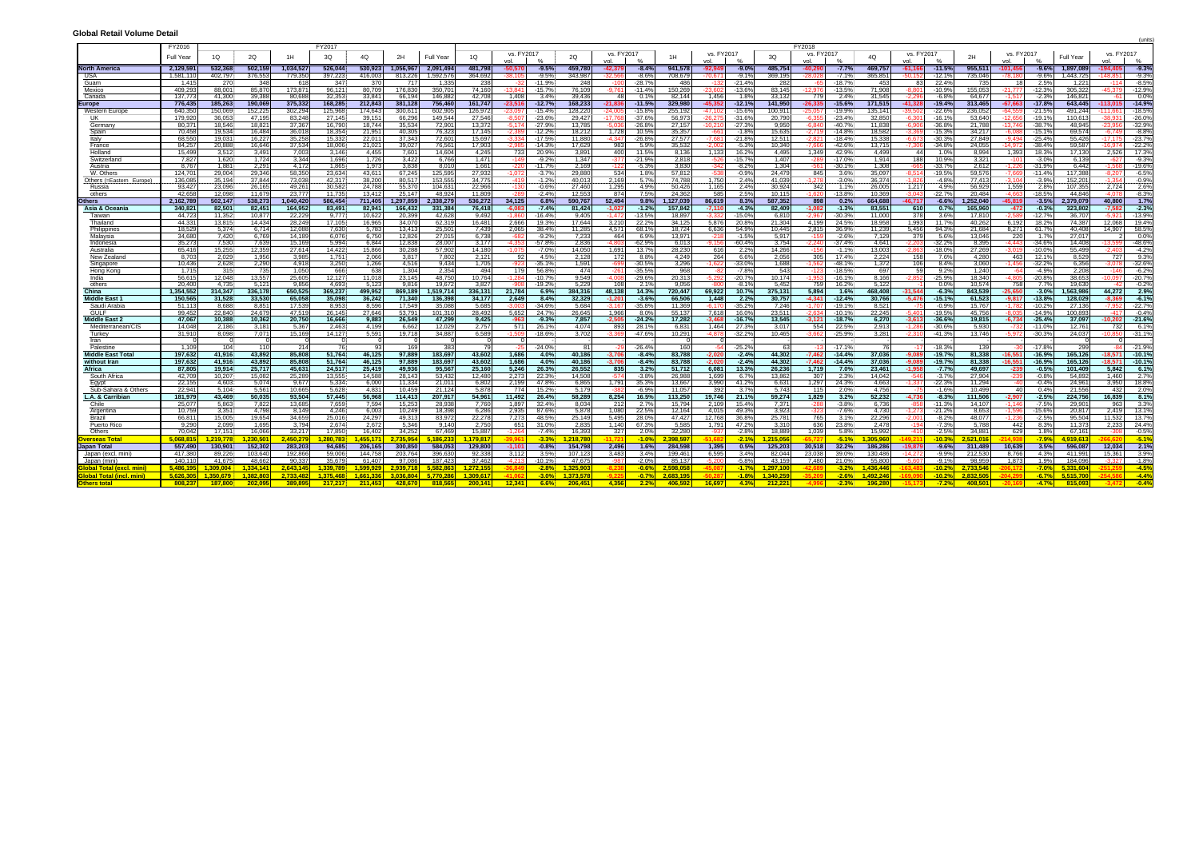## Global Retail Volume Detail

(units)

| | FY2016 | FY2017 | | | | | | | FY2018 | | | | | | | | | | | | | | | | | | | | |
|---|---|---|---|---|---|---|---|---|---|---|---|---|---|---|---|---|---|---|---|---|---|---|---|---|---|---|---|---|---|
| | Full Year | 1Q | 2Q | 1H | 3Q | 4Q | 2H | Full Year | 1Q | vs. FY2017 | | 2Q | vs. FY2017 | | 1H | vs. FY2017 | | 3Q | vs. FY2017 | | 4Q | vs. FY2017 | | 2H | vs. FY2017 | | Full Year | vs. FY2017 | |
| | | | | | | | | | | vol. | % | | vol. | % | | vol. | % | | vol. | % | | vol. | % | | vol. | % | | vol. | % |
| **North America** | 2,129,591 | 532,368 | 502,159 | 1,034,527 | 526,044 | 530,923 | 1,056,967 | 2,091,494 | 481,798 | -50,570 | -9.5% | 459,780 | -42,379 | -8.4% | 941,578 | -92,949 | -9.0% | 485,754 | -40,290 | -7.7% | 469,757 | -61,166 | -11.5% | 955,511 | -101,456 | -9.6% | 1,897,089 | -194,405 | -9.3% |
| USA | 1,581,110 | 402,797 | 376,553 | 779,350 | 397,223 | 416,003 | 813,226 | 1,592,576 | 364,692 | -38,105 | -9.5% | 343,987 | -32,566 | -8.6% | 708,679 | -70,671 | -9.1% | 369,195 | -28,028 | -7.1% | 365,851 | -50,152 | -12.1% | 735,046 | -78,180 | -9.6% | 1,443,725 | -148,851 | -9.3% |
| Guam | 1,415 | 270 | 348 | 618 | 347 | 370 | 717 | 1,335 | 238 | -32 | -11.9% | 248 | -100 | -28.7% | 486 | -132 | -21.4% | 282 | -65 | -18.7% | 453 | 83 | 22.4% | 735 | 18 | 2.5% | 1,221 | -114 | -8.5% |
| Mexico | 409,293 | 88,001 | 85,870 | 173,871 | 96,121 | 80,709 | 176,830 | 350,701 | 74,160 | -13,841 | -15.7% | 76,109 | -9,761 | -11.4% | 150,269 | -23,602 | -13.6% | 83,145 | -12,976 | -13.5% | 71,908 | -8,801 | -10.9% | 155,053 | -21,777 | -12.3% | 305,322 | -45,379 | -12.9% |
| Canada | 137,773 | 41,300 | 39,388 | 80,688 | 32,353 | 33,841 | 66,194 | 146,882 | 42,708 | 1,408 | 3.4% | 39,436 | 48 | 0.1% | 82,144 | 1,456 | 1.8% | 33,132 | 779 | 2.4% | 31,545 | -2,296 | -6.8% | 64,677 | -1,517 | -2.3% | 146,821 | -61 | 0.0% |
| **Europe** | 776,435 | 185,263 | 190,069 | 375,332 | 168,285 | 212,843 | 381,128 | 756,460 | 161,747 | -23,516 | -12.7% | 168,233 | -21,836 | -11.5% | 329,980 | -45,352 | -12.1% | 141,950 | -26,335 | -15.6% | 171,515 | -41,328 | -19.4% | 313,465 | -67,663 | -17.8% | 643,445 | -113,015 | -14.9% |
| Western Europe | 640,350 | 150,069 | 152,225 | 302,294 | 125,968 | 174,643 | 300,611 | 602,905 | 126,972 | -23,097 | -15.4% | 128,220 | -24,005 | -15.8% | 255,192 | -47,102 | -15.6% | 100,911 | -25,057 | -19.9% | 135,141 | -39,502 | -22.6% | 236,052 | -64,559 | -21.5% | 491,244 | -111,661 | -18.5% |
| UK | 179,920 | 36,053 | 47,195 | 83,248 | 27,145 | 39,151 | 66,296 | 149,544 | 27,546 | -8,507 | -23.6% | 29,427 | -17,768 | -37.6% | 56,973 | -26,275 | -31.6% | 20,790 | -6,355 | -23.4% | 32,850 | -6,301 | -16.1% | 53,640 | -12,656 | -19.1% | 110,613 | -38,931 | -26.0% |
| Germany | 80,371 | 18,546 | 18,821 | 37,367 | 16,790 | 18,744 | 35,534 | 72,901 | 13,372 | -5,174 | -27.9% | 13,785 | -5,036 | -26.8% | 27,157 | -10,210 | -27.3% | 9,950 | -6,840 | -40.7% | 11,838 | -6,906 | -36.8% | 21,788 | -13,746 | -38.7% | 48,945 | -23,956 | -32.9% |
| Spain | 70,458 | 19,534 | 16,484 | 36,018 | 18,354 | 21,951 | 40,305 | 76,323 | 17,145 | -2,389 | -12.2% | 18,212 | 1,728 | 10.5% | 35,357 | -661 | -1.8% | 15,635 | -2,719 | -14.8% | 18,582 | -3,369 | -15.3% | 34,217 | -6,088 | -15.1% | 69,574 | -6,749 | -8.8% |
| Italy | 68,550 | 19,031 | 16,227 | 35,258 | 15,332 | 22,011 | 37,343 | 72,601 | 15,697 | -3,334 | -17.5% | 11,880 | -4,347 | -26.8% | 27,577 | -7,681 | -21.8% | 12,511 | -2,821 | -18.4% | 15,338 | -6,673 | -30.3% | 27,849 | -9,494 | -25.4% | 55,426 | -17,175 | -23.7% |
| France | 84,257 | 20,888 | 16,646 | 37,534 | 18,006 | 21,021 | 39,027 | 76,561 | 17,903 | -2,985 | -14.3% | 17,629 | 983 | 5.9% | 35,532 | -2,002 | -5.3% | 10,340 | -7,666 | -42.6% | 13,715 | -7,306 | -34.8% | 24,055 | -14,972 | -38.4% | 59,587 | -16,974 | -22.2% |
| Holland | 15,499 | 3,512 | 3,491 | 7,003 | 3,146 | 4,455 | 7,601 | 14,604 | 4,245 | 733 | 20.9% | 3,891 | 400 | 11.5% | 8,136 | 1,133 | 16.2% | 4,495 | 1,349 | 42.9% | 4,499 | 44 | 1.0% | 8,994 | 1,393 | 18.3% | 17,130 | 2,526 | 17.3% |
| Switzerland | 7,827 | 1,620 | 1,724 | 3,344 | 1,696 | 1,726 | 3,422 | 6,766 | 1,471 | -149 | -9.2% | 1,347 | -377 | -21.9% | 2,818 | -526 | -15.7% | 1,407 | -289 | -17.0% | 1,914 | 188 | 10.9% | 3,321 | -101 | -3.0% | 6,139 | -627 | -9.3% |
| Austria | 8,767 | 1,881 | 2,291 | 4,172 | 1,865 | 1,973 | 3,838 | 8,010 | 1,661 | -220 | -11.7% | 2,169 | -122 | -5.3% | 3,830 | -342 | -8.2% | 1,304 | -561 | -30.1% | 1,308 | -665 | -33.7% | 2,612 | -1,226 | -31.9% | 6,442 | -1,568 | -19.6% |
| W. Others | 124,701 | 29,004 | 29,346 | 58,350 | 23,634 | 43,611 | 67,245 | 125,595 | 27,932 | -1,072 | -3.7% | 29,880 | 534 | 1.8% | 57,812 | -538 | -0.9% | 24,479 | 845 | 3.6% | 35,097 | -8,514 | -19.5% | 59,576 | -7,669 | -11.4% | 117,388 | -8,207 | -6.5% |
| Others (=Eastern Europe) | 136,085 | 35,194 | 37,844 | 73,038 | 42,317 | 38,200 | 80,517 | 153,555 | 34,775 | -419 | -1.2% | 40,013 | 2,169 | 5.7% | 74,788 | 1,750 | 2.4% | 41,039 | -1,278 | -3.0% | 36,374 | -1,826 | -4.8% | 77,413 | -3,104 | -3.9% | 152,201 | -1,354 | -0.9% |
| Russia | 93,427 | 23,096 | 26,165 | 49,261 | 30,582 | 24,788 | 55,370 | 104,631 | 22,966 | -130 | -0.6% | 27,460 | 1,295 | 4.9% | 50,426 | 1,165 | 2.4% | 30,924 | 342 | 1.1% | 26,005 | 1,217 | 4.9% | 56,929 | 1,559 | 2.8% | 107,355 | 2,724 | 2.6% |
| others | 42,658 | 12,098 | 11,679 | 23,777 | 11,735 | 13,412 | 25,147 | 48,924 | 11,809 | -289 | -2.4% | 12,553 | 874 | 7.5% | 24,362 | 585 | 2.5% | 10,115 | -1,620 | -13.8% | 10,369 | -3,043 | -22.7% | 20,484 | -4,663 | -18.5% | 44,846 | -4,078 | -8.3% |
| **Others** | 2,162,789 | 502,147 | 538,273 | 1,040,420 | 586,454 | 711,405 | 1,297,859 | 2,338,279 | 536,272 | 34,125 | 6.8% | 590,767 | 52,494 | 9.8% | 1,127,039 | 86,619 | 8.3% | 587,352 | 898 | 0.2% | 664,688 | -46,717 | -6.6% | 1,252,040 | -45,819 | -3.5% | 2,379,079 | 40,800 | 1.7% |
| **Asia & Oceania** | 340,821 | 82,501 | 82,451 | 164,952 | 83,491 | 82,941 | 166,432 | 331,384 | 76,418 | -6,083 | -7.4% | 81,424 | -1,027 | -1.2% | 157,842 | -7,110 | -4.3% | 82,409 | -1,082 | -1.3% | 83,551 | 610 | 0.7% | 165,960 | -472 | -0.3% | 323,802 | -7,582 | -2.3% |
| Taiwan | 44,723 | 11,352 | 10,877 | 22,229 | 9,777 | 10,622 | 20,399 | 42,628 | 9,492 | -1,860 | -16.4% | 9,405 | -1,472 | -13.5% | 18,897 | -3,332 | -15.0% | 6,810 | -2,967 | -30.3% | 11,000 | 378 | 3.6% | 17,810 | -2,589 | -12.7% | 36,707 | -5,921 | -13.9% |
| Thailand | 44,331 | 13,815 | 14,434 | 28,249 | 17,105 | 16,965 | 34,070 | 62,319 | 16,481 | 2,666 | 19.3% | 17,644 | 3,210 | 22.2% | 34,125 | 5,876 | 20.8% | 21,304 | 4,199 | 24.5% | 18,958 | 1,993 | 11.7% | 40,262 | 6,192 | 18.2% | 74,387 | 12,068 | 19.4% |
| Philippines | 18,529 | 5,374 | 6,714 | 12,088 | 7,630 | 5,783 | 13,413 | 25,501 | 7,439 | 2,065 | 38.4% | 11,285 | 4,571 | 68.1% | 18,724 | 6,636 | 54.9% | 10,445 | 2,815 | 36.9% | 11,239 | 5,456 | 94.3% | 21,684 | 8,271 | 61.7% | 40,408 | 14,907 | 58.5% |
| Malaysia | 34,680 | 7,420 | 6,769 | 14,189 | 6,076 | 6,750 | 12,826 | 27,015 | 6,738 | -682 | -9.2% | 7,233 | 464 | 6.9% | 13,971 | -218 | -1.5% | 5,917 | -159 | -2.6% | 7,129 | 379 | 5.6% | 13,046 | 220 | 1.7% | 27,017 | 2 | 0.0% |
| Indonesia | 35,273 | 7,530 | 7,639 | 15,169 | 5,994 | 6,844 | 12,838 | 28,007 | 3,177 | -4,353 | -57.8% | 2,836 | -4,803 | -62.9% | 6,013 | -9,156 | -60.4% | 3,754 | -2,240 | -37.4% | 4,641 | -2,203 | -32.2% | 8,395 | -4,443 | -34.6% | 14,408 | -13,599 | -48.6% |
| Australia | 65,416 | 15,255 | 12,359 | 27,614 | 14,422 | 15,866 | 30,288 | 57,902 | 14,180 | -1,075 | -7.0% | 14,050 | 1,691 | 13.7% | 28,230 | 616 | 2.2% | 14,266 | -156 | -1.1% | 13,003 | -2,863 | -18.0% | 27,269 | -3,019 | -10.0% | 55,499 | -2,403 | -4.2% |
| New Zealand | 8,703 | 2,029 | 1,956 | 3,985 | 1,751 | 2,066 | 3,817 | 7,802 | 2,121 | 92 | 4.5% | 2,128 | 172 | 8.8% | 4,249 | 264 | 6.6% | 2,056 | 305 | 17.4% | 2,224 | 158 | 7.6% | 4,280 | 463 | 12.1% | 8,529 | 727 | 9.3% |
| Singapore | 10,436 | 2,628 | 2,290 | 4,918 | 3,250 | 1,266 | 4,516 | 9,434 | 1,705 | -923 | -35.1% | 1,591 | -699 | -30.5% | 3,296 | -1,622 | -33.0% | 1,688 | -1,562 | -48.1% | 1,372 | 106 | 8.4% | 3,060 | -1,456 | -32.2% | 6,356 | -3,078 | -32.6% |
| Hong Kong | 1,715 | 315 | 735 | 1,050 | 666 | 638 | 1,304 | 2,354 | 494 | 179 | 56.8% | 474 | -261 | -35.5% | 968 | -82 | -7.8% | 543 | -123 | -18.5% | 697 | 59 | 9.2% | 1,240 | -64 | -4.9% | 2,208 | -146 | -6.2% |
| India | 56,615 | 12,048 | 13,557 | 25,605 | 12,127 | 11,018 | 23,145 | 48,750 | 10,764 | -1,284 | -10.7% | 9,549 | -4,008 | -29.6% | 20,313 | -5,292 | -20.7% | 10,174 | -1,953 | -16.1% | 8,166 | -2,852 | -25.9% | 18,340 | -4,805 | -20.8% | 38,653 | -10,097 | -20.7% |
| others | 20,400 | 4,735 | 5,121 | 9,856 | 4,693 | 5,123 | 9,816 | 19,672 | 3,827 | -908 | -19.2% | 5,229 | 108 | 2.1% | 9,056 | -800 | -8.1% | 5,452 | 759 | 16.2% | 5,122 | -1 | 0.0% | 10,574 | 758 | 7.7% | 19,630 | -42 | -0.2% |
| **China** | 1,354,552 | 314,347 | 336,178 | 650,525 | 369,237 | 499,952 | 869,189 | 1,519,714 | 336,131 | 21,784 | 6.9% | 384,316 | 48,138 | 14.3% | 720,447 | 69,922 | 10.7% | 375,131 | 5,894 | 1.6% | 468,408 | -31,544 | -6.3% | 843,539 | -25,650 | -3.0% | 1,563,986 | 44,272 | 2.9% |
| **Middle East 1** | 150,565 | 31,528 | 33,530 | 65,058 | 35,098 | 36,242 | 71,340 | 136,398 | 34,177 | 2,649 | 8.4% | 32,329 | -1,201 | -3.6% | 66,506 | 1,448 | 2.2% | 30,757 | -4,341 | -12.4% | 30,766 | -5,476 | -15.1% | 61,523 | -9,817 | -13.8% | 128,029 | -8,369 | -6.1% |
| Saudi Arabia | 51,113 | 8,688 | 8,851 | 17,539 | 8,953 | 8,596 | 17,549 | 35,088 | 5,685 | -3,003 | -34.6% | 5,684 | -3,167 | -35.8% | 11,369 | -6,170 | -35.2% | 7,246 | -1,707 | -19.1% | 8,521 | -75 | -0.9% | 15,767 | -1,782 | -10.2% | 27,136 | -7,952 | -22.7% |
| GULF | 99,452 | 22,840 | 24,679 | 47,519 | 26,145 | 27,646 | 53,791 | 101,310 | 28,492 | 5,652 | 24.7% | 26,645 | 1,966 | 8.0% | 55,137 | 7,618 | 16.0% | 23,511 | -2,634 | -10.1% | 22,245 | -5,401 | -19.5% | 45,756 | -8,035 | -14.9% | 100,893 | -417 | -0.4% |
| **Middle East 2** | 47,067 | 10,388 | 10,362 | 20,750 | 16,666 | 9,883 | 26,549 | 47,299 | 9,425 | -963 | -9.3% | 7,857 | -2,505 | -24.2% | 17,282 | -3,468 | -16.7% | 13,545 | -3,121 | -18.7% | 6,270 | -3,613 | -36.6% | 19,815 | -6,734 | -25.4% | 37,097 | -10,202 | -21.6% |
| Mediterranean/CIS | 14,048 | 2,186 | 3,181 | 5,367 | 2,463 | 4,199 | 6,662 | 12,029 | 2,757 | 571 | 26.1% | 4,074 | 893 | 28.1% | 6,831 | 1,464 | 27.3% | 3,017 | 554 | 22.5% | 2,913 | -1,286 | -30.6% | 5,930 | -732 | -11.0% | 12,761 | 732 | 6.1% |
| Turkey | 31,910 | 8,098 | 7,071 | 15,169 | 14,127 | 5,591 | 19,718 | 34,887 | 6,589 | -1,509 | -18.6% | 3,702 | -3,369 | -47.6% | 10,291 | -4,878 | -32.2% | 10,465 | -3,662 | -25.9% | 3,281 | -2,310 | -41.3% | 13,746 | -5,972 | -30.3% | 24,037 | -10,850 | -31.1% |
| Iran | 0 | 0 | 0 | 0 | 0 | 0 | 0 | 0 | 0 | 0 | - | 0 | 0 | - | 0 | 0 | - | 0 | 0 | - | 0 | 0 | - | 0 | 0 | - | 0 | 0 | - |
| Palestine | 1,109 | 104 | 110 | 214 | 76 | 93 | 169 | 383 | 79 | -25 | -24.0% | 81 | -29 | -26.4% | 160 | -54 | -25.2% | 63 | -13 | -17.1% | 76 | -17 | -18.3% | 139 | -30 | -17.8% | 299 | -84 | -21.9% |
| **Middle East Total** | 197,632 | 41,916 | 43,892 | 85,808 | 51,764 | 46,125 | 97,889 | 183,697 | 43,602 | 1,686 | 4.0% | 40,186 | -3,706 | -8.4% | 83,788 | -2,020 | -2.4% | 44,302 | -7,462 | -14.4% | 37,036 | -9,089 | -19.7% | 81,338 | -16,551 | -16.9% | 165,126 | -18,571 | -10.1% |
| **without Iran** | 197,632 | 41,916 | 43,892 | 85,808 | 51,764 | 46,125 | 97,889 | 183,697 | 43,602 | 1,686 | 4.0% | 40,186 | -3,706 | -8.4% | 83,788 | -2,020 | -2.4% | 44,302 | -7,462 | -14.4% | 37,036 | -9,089 | -19.7% | 81,338 | -16,551 | -16.9% | 165,126 | -18,571 | -10.1% |
| **Africa** | 87,805 | 19,914 | 25,717 | 45,631 | 24,517 | 25,419 | 49,936 | 95,567 | 25,160 | 5,246 | 26.3% | 26,552 | 835 | 3.2% | 51,712 | 6,081 | 13.3% | 26,236 | 1,719 | 7.0% | 23,461 | -1,958 | -7.7% | 49,697 | -239 | -0.5% | 101,409 | 5,842 | 6.1% |
| South Africa | 42,709 | 10,207 | 15,082 | 25,289 | 13,555 | 14,588 | 28,143 | 53,432 | 12,480 | 2,273 | 22.3% | 14,508 | -574 | -3.8% | 26,988 | 1,699 | 6.7% | 13,862 | 307 | 2.3% | 14,042 | -546 | -3.7% | 27,904 | -239 | -0.8% | 54,892 | 1,460 | 2.7% |
| Egypt | 22,155 | 4,603 | 5,074 | 9,677 | 5,334 | 6,000 | 11,334 | 21,011 | 6,802 | 2,199 | 47.8% | 6,865 | 1,791 | 35.3% | 13,667 | 3,990 | 41.2% | 6,631 | 1,297 | 24.3% | 4,663 | -1,337 | -22.3% | 11,294 | -40 | -0.4% | 24,961 | 3,950 | 18.8% |
| Sub-Sahara & Others | 22,941 | 5,104 | 5,561 | 10,665 | 5,628 | 4,831 | 10,459 | 21,124 | 5,878 | 774 | 15.2% | 5,179 | -382 | -6.9% | 11,057 | 392 | 3.7% | 5,743 | 115 | 2.0% | 4,756 | -75 | -1.6% | 10,499 | 40 | 0.4% | 21,556 | 432 | 2.0% |
| **L.A. & Carribian** | 181,979 | 43,469 | 50,035 | 93,504 | 57,445 | 56,968 | 114,413 | 207,917 | 54,961 | 11,492 | 26.4% | 58,289 | 8,254 | 16.5% | 113,250 | 19,746 | 21.1% | 59,274 | 1,829 | 3.2% | 52,232 | -4,736 | -8.3% | 111,506 | -2,907 | -2.5% | 224,756 | 16,839 | 8.1% |
| Chile | 25,077 | 5,863 | 7,822 | 13,685 | 7,659 | 7,594 | 15,253 | 28,938 | 7,760 | 1,897 | 32.4% | 8,034 | 212 | 2.7% | 15,794 | 2,109 | 15.4% | 7,371 | -288 | -3.8% | 6,736 | -858 | -11.3% | 14,107 | -1,146 | -7.5% | 29,901 | 963 | 3.3% |
| Argentina | 10,759 | 3,351 | 4,798 | 8,149 | 4,246 | 6,003 | 10,249 | 18,398 | 6,286 | 2,935 | 87.6% | 5,878 | 1,080 | 22.5% | 12,164 | 4,015 | 49.3% | 3,923 | -323 | -7.6% | 4,730 | -1,273 | -21.2% | 8,653 | -1,596 | -15.6% | 20,817 | 2,419 | 13.1% |
| Brazil | 66,811 | 15,005 | 19,654 | 34,659 | 25,016 | 24,297 | 49,313 | 83,972 | 22,278 | 7,273 | 48.5% | 25,149 | 5,495 | 28.0% | 47,427 | 12,768 | 36.8% | 25,781 | 765 | 3.1% | 22,296 | -2,001 | -8.2% | 48,077 | -1,236 | -2.5% | 95,504 | 11,532 | 13.7% |
| Puerto Rico | 9,290 | 2,099 | 1,695 | 3,794 | 2,674 | 2,672 | 5,346 | 9,140 | 2,750 | 651 | 31.0% | 2,835 | 1,140 | 67.3% | 5,585 | 1,791 | 47.2% | 3,310 | 636 | 23.8% | 2,478 | -194 | -7.3% | 5,788 | 442 | 8.3% | 11,373 | 2,233 | 24.4% |
| Others | 70,042 | 17,151 | 16,066 | 33,217 | 17,850 | 16,402 | 34,252 | 67,469 | 15,887 | -1,264 | -7.4% | 16,393 | 327 | 2.0% | 32,280 | -937 | -2.8% | 18,889 | 1,039 | 5.8% | 15,992 | -410 | -2.5% | 34,881 | 629 | 1.8% | 67,161 | -308 | -0.5% |
| **Overseas Total** | 5,068,815 | 1,219,778 | 1,230,501 | 2,450,279 | 1,280,783 | 1,455,171 | 2,735,954 | 5,186,233 | 1,179,817 | -39,961 | -3.3% | 1,218,780 | -11,721 | -1.0% | 2,398,597 | -51,682 | -2.1% | 1,215,056 | -65,727 | -5.1% | 1,305,960 | -149,211 | -10.3% | 2,521,016 | -214,938 | -7.9% | 4,919,613 | -266,620 | -5.1% |
| **Japan Total** | 557,490 | 130,901 | 152,302 | 283,203 | 94,685 | 206,165 | 300,850 | 584,053 | 129,800 | -1,101 | -0.8% | 154,798 | 2,496 | 1.6% | 284,598 | 1,395 | 0.5% | 125,203 | 30,518 | 32.2% | 186,286 | -19,879 | -9.6% | 311,489 | 10,639 | 3.5% | 596,087 | 12,034 | 2.1% |
| Japan (excl. mini) | 417,380 | 89,226 | 103,640 | 192,866 | 59,006 | 144,758 | 203,764 | 396,630 | 92,338 | 3,112 | 3.5% | 107,123 | 3,483 | 3.4% | 199,461 | 6,595 | 3.4% | 82,044 | 23,038 | 39.0% | 130,486 | -14,272 | -9.9% | 212,530 | 8,766 | 4.3% | 411,991 | 15,361 | 3.9% |
| Japan (mini) | 140,110 | 41,675 | 48,662 | 90,337 | 35,679 | 61,407 | 97,086 | 187,423 | 37,462 | -4,213 | -10.1% | 47,675 | -987 | -2.0% | 85,137 | -5,200 | -5.8% | 43,159 | 7,480 | 21.0% | 55,800 | -5,607 | -9.1% | 98,959 | 1,873 | 1.9% | 184,096 | -3,327 | -1.8% |
| **Global Total (excl. mini)** | 5,486,195 | 1,309,004 | 1,334,141 | 2,643,145 | 1,339,789 | 1,599,929 | 2,939,718 | 5,582,863 | 1,272,155 | -36,849 | -2.8% | 1,325,903 | -8,238 | -0.6% | 2,598,058 | -45,087 | -1.7% | 1,297,100 | -42,689 | -3.2% | 1,436,446 | -163,483 | -10.2% | 2,733,546 | -206,172 | -7.0% | 5,331,604 | -251,259 | -4.5% |
| **Global Total (incl. mini)** | 5,626,305 | 1,350,679 | 1,382,803 | 2,733,482 | 1,375,468 | 1,661,336 | 3,036,804 | 5,770,286 | 1,309,617 | -41,062 | -3.0% | 1,373,578 | -9,225 | -0.7% | 2,683,195 | -50,287 | -1.8% | 1,340,259 | -35,209 | -2.6% | 1,492,246 | -169,090 | -10.2% | 2,832,505 | -204,299 | -6.7% | 5,515,700 | -254,586 | -4.4% |
| **Others total** | 808,237 | 187,800 | 202,095 | 389,895 | 217,217 | 211,453 | 428,670 | 818,565 | 200,141 | 12,341 | 6.6% | 206,451 | 4,356 | 2.2% | 406,592 | 16,697 | 4.3% | 212,221 | -4,996 | -2.3% | 196,280 | -15,173 | -7.2% | 408,501 | -20,169 | -4.7% | 815,093 | -3,472 | -0.4% |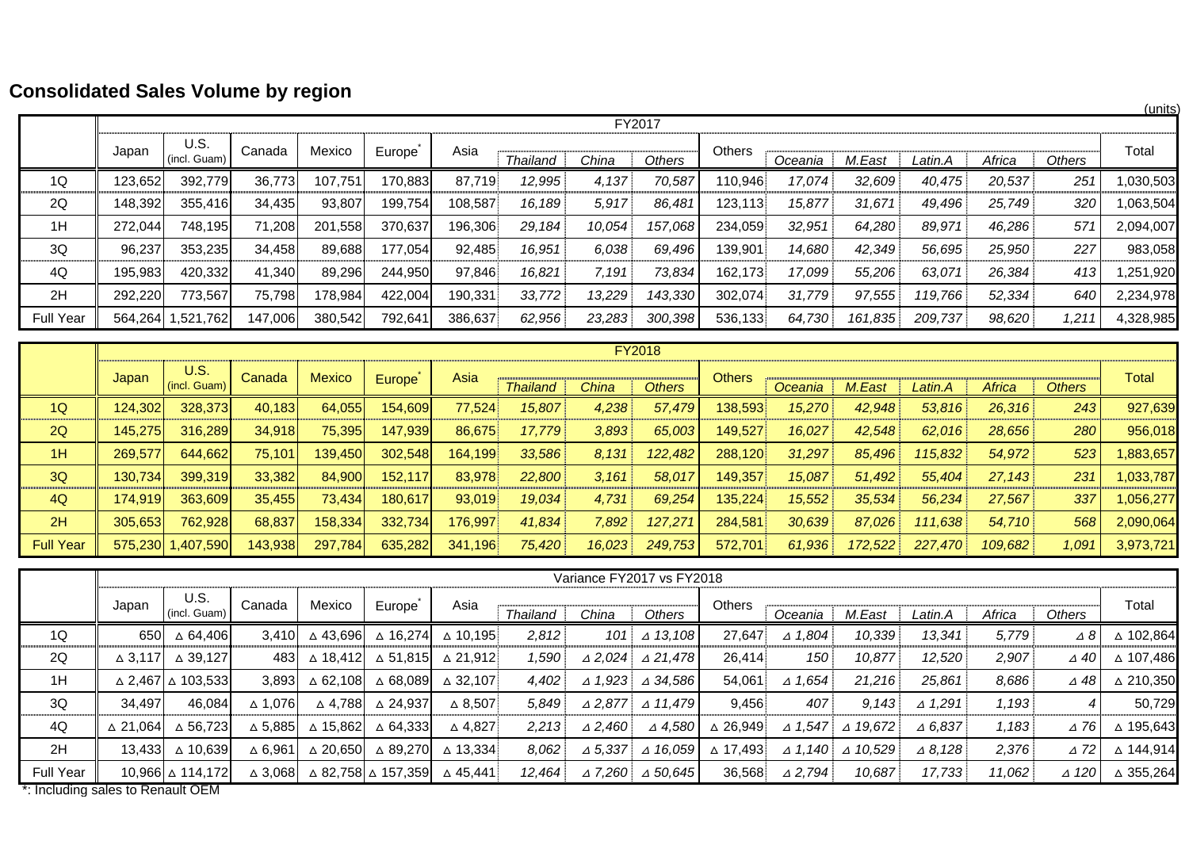## Consolidated Sales Volume by region

(units)

| | FY2017 | | | | | | | | | | | | | | | | |
|---|---|---|---|---|---|---|---|---|---|---|---|---|---|---|---|---|---|
| | Japan | U.S. (incl. Guam) | Canada | Mexico | Europe* | Asia | | | | Others | | | | | | | Total |
| | | | | | | | *Thailand* | *China* | *Others* | | *Oceania* | *M.East* | *Latin.A* | *Africa* | *Others* | | |
| 1Q | 123,652 | 392,779 | 36,773 | 107,751 | 170,883 | 87,719 | *12,995* | *4,137* | *70,587* | 110,946 | *17,074* | *32,609* | *40,475* | *20,537* | *251* | | 1,030,503 |
| 2Q | 148,392 | 355,416 | 34,435 | 93,807 | 199,754 | 108,587 | *16,189* | *5,917* | *86,481* | 123,113 | *15,877* | *31,671* | *49,496* | *25,749* | *320* | | 1,063,504 |
| 1H | 272,044 | 748,195 | 71,208 | 201,558 | 370,637 | 196,306 | *29,184* | *10,054* | *157,068* | 234,059 | *32,951* | *64,280* | *89,971* | *46,286* | *571* | | 2,094,007 |
| 3Q | 96,237 | 353,235 | 34,458 | 89,688 | 177,054 | 92,485 | *16,951* | *6,038* | *69,496* | 139,901 | *14,680* | *42,349* | *56,695* | *25,950* | *227* | | 983,058 |
| 4Q | 195,983 | 420,332 | 41,340 | 89,296 | 244,950 | 97,846 | *16,821* | *7,191* | *73,834* | 162,173 | *17,099* | *55,206* | *63,071* | *26,384* | *413* | | 1,251,920 |
| 2H | 292,220 | 773,567 | 75,798 | 178,984 | 422,004 | 190,331 | *33,772* | *13,229* | *143,330* | 302,074 | *31,779* | *97,555* | *119,766* | *52,334* | *640* | | 2,234,978 |
| Full Year | 564,264 | 1,521,762 | 147,006 | 380,542 | 792,641 | 386,637 | *62,956* | *23,283* | *300,398* | 536,133 | *64,730* | *161,835* | *209,737* | *98,620* | *1,211* | | 4,328,985 |

| | FY2018 | | | | | | | | | | | | | | | | |
|---|---|---|---|---|---|---|---|---|---|---|---|---|---|---|---|---|---|
| | Japan | U.S. (incl. Guam) | Canada | Mexico | Europe* | Asia | | | | Others | | | | | | | Total |
| | | | | | | | *Thailand* | *China* | *Others* | | *Oceania* | *M.East* | *Latin.A* | *Africa* | *Others* | | |
| 1Q | 124,302 | 328,373 | 40,183 | 64,055 | 154,609 | 77,524 | *15,807* | *4,238* | *57,479* | 138,593 | *15,270* | *42,948* | *53,816* | *26,316* | *243* | | 927,639 |
| 2Q | 145,275 | 316,289 | 34,918 | 75,395 | 147,939 | 86,675 | *17,779* | *3,893* | *65,003* | 149,527 | *16,027* | *42,548* | *62,016* | *28,656* | *280* | | 956,018 |
| 1H | 269,577 | 644,662 | 75,101 | 139,450 | 302,548 | 164,199 | *33,586* | *8,131* | *122,482* | 288,120 | *31,297* | *85,496* | *115,832* | *54,972* | *523* | | 1,883,657 |
| 3Q | 130,734 | 399,319 | 33,382 | 84,900 | 152,117 | 83,978 | *22,800* | *3,161* | *58,017* | 149,357 | *15,087* | *51,492* | *55,404* | *27,143* | *231* | | 1,033,787 |
| 4Q | 174,919 | 363,609 | 35,455 | 73,434 | 180,617 | 93,019 | *19,034* | *4,731* | *69,254* | 135,224 | *15,552* | *35,534* | *56,234* | *27,567* | *337* | | 1,056,277 |
| 2H | 305,653 | 762,928 | 68,837 | 158,334 | 332,734 | 176,997 | *41,834* | *7,892* | *127,271* | 284,581 | *30,639* | *87,026* | *111,638* | *54,710* | *568* | | 2,090,064 |
| Full Year | 575,230 | 1,407,590 | 143,938 | 297,784 | 635,282 | 341,196 | *75,420* | *16,023* | *249,753* | 572,701 | *61,936* | *172,522* | *227,470* | *109,682* | *1,091* | | 3,973,721 |

| | Variance FY2017 vs FY2018 | | | | | | | | | | | | | | | | |
|---|---|---|---|---|---|---|---|---|---|---|---|---|---|---|---|---|---|
| | Japan | U.S. (incl. Guam) | Canada | Mexico | Europe* | Asia | | | | Others | | | | | | | Total |
| | | | | | | | *Thailand* | *China* | *Others* | | *Oceania* | *M.East* | *Latin.A* | *Africa* | *Others* | | |
| 1Q | 650 | △ 64,406 | 3,410 | △ 43,696 | △ 16,274 | △ 10,195 | *2,812* | *101* | *⊿ 13,108* | 27,647 | *⊿ 1,804* | *10,339* | *13,341* | *5,779* | *⊿ 8* | | △ 102,864 |
| 2Q | △ 3,117 | △ 39,127 | 483 | △ 18,412 | △ 51,815 | △ 21,912 | *1,590* | *⊿ 2,024* | *⊿ 21,478* | 26,414 | *150* | *10,877* | *12,520* | *2,907* | *⊿ 40* | | △ 107,486 |
| 1H | △ 2,467 | △ 103,533 | 3,893 | △ 62,108 | △ 68,089 | △ 32,107 | *4,402* | *⊿ 1,923* | *⊿ 34,586* | 54,061 | *⊿ 1,654* | *21,216* | *25,861* | *8,686* | *⊿ 48* | | △ 210,350 |
| 3Q | 34,497 | 46,084 | △ 1,076 | △ 4,788 | △ 24,937 | △ 8,507 | *5,849* | *⊿ 2,877* | *⊿ 11,479* | 9,456 | *407* | *9,143* | *⊿ 1,291* | *1,193* | *4* | | 50,729 |
| 4Q | △ 21,064 | △ 56,723 | △ 5,885 | △ 15,862 | △ 64,333 | △ 4,827 | *2,213* | *⊿ 2,460* | *⊿ 4,580* | △ 26,949 | *⊿ 1,547* | *⊿ 19,672* | *⊿ 6,837* | *1,183* | *⊿ 76* | | △ 195,643 |
| 2H | 13,433 | △ 10,639 | △ 6,961 | △ 20,650 | △ 89,270 | △ 13,334 | *8,062* | *⊿ 5,337* | *⊿ 16,059* | △ 17,493 | *⊿ 1,140* | *⊿ 10,529* | *⊿ 8,128* | *2,376* | *⊿ 72* | | △ 144,914 |
| Full Year | 10,966 | △ 114,172 | △ 3,068 | △ 82,758 | △ 157,359 | △ 45,441 | *12,464* | *⊿ 7,260* | *⊿ 50,645* | 36,568 | *⊿ 2,794* | *10,687* | *17,733* | *11,062* | *⊿ 120* | | △ 355,264 |

*: Including sales to Renault OEM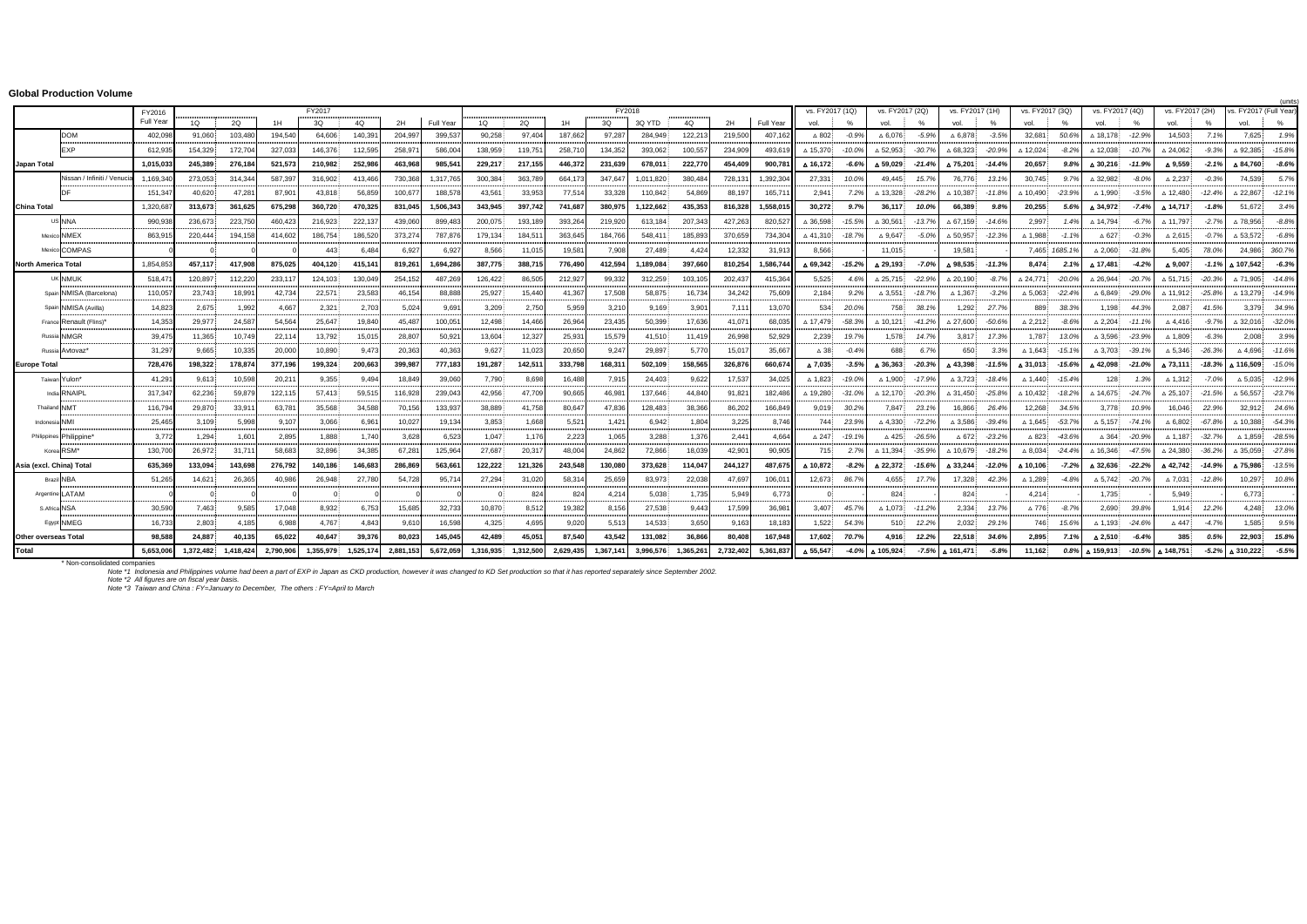## Global Production Volume

(units)

| | | FY2016 | FY2017 | | | | | | | FY2018 | | | | | | | | | vs. FY2017 (1Q) | | vs. FY2017 (2Q) | | vs. FY2017 (1H) | | vs. FY2017 (3Q) | | vs. FY2017 (4Q) | | vs. FY2017 (2H) | | vs. FY2017 (Full Year) | |
|---|---|---|---|---|---|---|---|---|---|---|---|---|---|---|---|---|---|---|---|---|---|---|---|---|---|---|---|---|---|---|---|---|
| | | Full Year | 1Q | 2Q | 1H | 3Q | 4Q | 2H | Full Year | 1Q | 2Q | 1H | 3Q | 3Q YTD | 4Q | 2H | Full Year | | vol. | % | vol. | % | vol. | % | vol. | % | vol. | % | vol. | % | vol. | % |
| | DOM | 402,098 | 91,060 | 103,480 | 194,540 | 64,606 | 140,391 | 204,997 | 399,537 | 90,258 | 97,404 | 187,662 | 97,287 | 284,949 | 122,213 | 219,500 | 407,162 | | △ 802 | -0.9% | △ 6,076 | -5.9% | △ 6,878 | -3.5% | 32,681 | 50.6% | △ 18,178 | -12.9% | 14,503 | 7.1% | 7,625 | 1.9% |
| | EXP | 612,935 | 154,329 | 172,704 | 327,033 | 146,376 | 112,595 | 258,971 | 586,004 | 138,959 | 119,751 | 258,710 | 134,352 | 393,062 | 100,557 | 234,909 | 493,619 | | △ 15,370 | -10.0% | △ 52,953 | -30.7% | △ 68,323 | -20.9% | △ 12,024 | -8.2% | △ 12,038 | -10.7% | △ 24,062 | -9.3% | △ 92,385 | -15.8% |
| **Japan Total** | | **1,015,033** | **245,389** | **276,184** | **521,573** | **210,982** | **252,986** | **463,968** | **985,541** | **229,217** | **217,155** | **446,372** | **231,639** | **678,011** | **222,770** | **454,409** | **900,781** | | **△ 16,172** | **-6.6%** | **△ 59,029** | **-21.4%** | **△ 75,201** | **-14.4%** | **20,657** | **9.8%** | **△ 30,216** | **-11.9%** | **△ 9,559** | **-2.1%** | **△ 84,760** | **-8.6%** |
| | Nissan / Infiniti / Venucia | 1,169,340 | 273,053 | 314,344 | 587,397 | 316,902 | 413,466 | 730,368 | 1,317,765 | 300,384 | 363,789 | 664,173 | 347,647 | 1,011,820 | 380,484 | 728,131 | 1,392,304 | | 27,331 | 10.0% | 49,445 | 15.7% | 76,776 | 13.1% | 30,745 | 9.7% | △ 32,982 | -8.0% | △ 2,237 | -0.3% | 74,539 | 5.7% |
| | DF | 151,347 | 40,620 | 47,281 | 87,901 | 43,818 | 56,859 | 100,677 | 188,578 | 43,561 | 33,953 | 77,514 | 33,328 | 110,842 | 54,869 | 88,197 | 165,711 | | 2,941 | 7.2% | △ 13,328 | -28.2% | △ 10,387 | -11.8% | △ 10,490 | -23.9% | △ 1,990 | -3.5% | △ 12,480 | -12.4% | △ 22,867 | -12.1% |
| **China Total** | | **1,320,687** | **313,673** | **361,625** | **675,298** | **360,720** | **470,325** | **831,045** | **1,506,343** | **343,945** | **397,742** | **741,687** | **380,975** | **1,122,662** | **435,353** | **816,328** | **1,558,015** | | **30,272** | **9.7%** | **36,117** | **10.0%** | **66,389** | **9.8%** | **20,255** | **5.6%** | **△ 34,972** | **-7.4%** | **△ 14,717** | **-1.8%** | **51,672** | **3.4%** |
| US | NNA | 990,938 | 236,673 | 223,750 | 460,423 | 216,923 | 222,137 | 439,060 | 899,483 | 200,075 | 193,189 | 393,264 | 219,920 | 613,184 | 207,343 | 427,263 | 820,527 | | △ 36,598 | -15.5% | △ 30,561 | -13.7% | △ 67,159 | -14.6% | 2,997 | 1.4% | △ 14,794 | -6.7% | △ 11,797 | -2.7% | △ 78,956 | -8.8% |
| Mexico | NMEX | 863,915 | 220,444 | 194,158 | 414,602 | 186,754 | 186,520 | 373,274 | 787,876 | 179,134 | 184,511 | 363,645 | 184,766 | 548,411 | 185,893 | 370,659 | 734,304 | | △ 41,310 | -18.7% | △ 9,647 | -5.0% | △ 50,957 | -12.3% | △ 1,988 | -1.1% | △ 627 | -0.3% | △ 2,615 | -0.7% | △ 53,572 | -6.8% |
| Mexico | COMPAS | 0 | 0 | 0 | 0 | 443 | 6,484 | 6,927 | 6,927 | 8,566 | 11,015 | 19,581 | 7,908 | 27,489 | 4,424 | 12,332 | 31,913 | | 8,566 | - | 11,015 | - | 19,581 | - | 7,465 | 1685.1% | △ 2,060 | -31.8% | 5,405 | 78.0% | 24,986 | 360.7% |
| **North America Total** | | **1,854,853** | **457,117** | **417,908** | **875,025** | **404,120** | **415,141** | **819,261** | **1,694,286** | **387,775** | **388,715** | **776,490** | **412,594** | **1,189,084** | **397,660** | **810,254** | **1,586,744** | | **△ 69,342** | **-15.2%** | **△ 29,193** | **-7.0%** | **△ 98,535** | **-11.3%** | **8,474** | **2.1%** | **△ 17,481** | **-4.2%** | **△ 9,007** | **-1.1%** | **△ 107,542** | **-6.3%** |
| UK | NMUK | 518,471 | 120,897 | 112,220 | 233,117 | 124,103 | 130,049 | 254,152 | 487,269 | 126,422 | 86,505 | 212,927 | 99,332 | 312,259 | 103,105 | 202,437 | 415,364 | | 5,525 | 4.6% | △ 25,715 | -22.9% | △ 20,190 | -8.7% | △ 24,771 | -20.0% | △ 26,944 | -20.7% | △ 51,715 | -20.3% | △ 71,905 | -14.8% |
| Spain | NMISA (Barcelona) | 110,057 | 23,743 | 18,991 | 42,734 | 22,571 | 23,583 | 46,154 | 88,888 | 25,927 | 15,440 | 41,367 | 17,508 | 58,875 | 16,734 | 34,242 | 75,609 | | 2,184 | 9.2% | △ 3,551 | -18.7% | △ 1,367 | -3.2% | △ 5,063 | -22.4% | △ 6,849 | -29.0% | △ 11,912 | -25.8% | △ 13,279 | -14.9% |
| Spain | NMISA (Avilla) | 14,823 | 2,675 | 1,992 | 4,667 | 2,321 | 2,703 | 5,024 | 9,691 | 3,209 | 2,750 | 5,959 | 3,210 | 9,169 | 3,901 | 7,111 | 13,070 | | 534 | 20.0% | 758 | 38.1% | 1,292 | 27.7% | 889 | 38.3% | 1,198 | 44.3% | 2,087 | 41.5% | 3,379 | 34.9% |
| France | Renault (Flins)* | 14,353 | 29,977 | 24,587 | 54,564 | 25,647 | 19,840 | 45,487 | 100,051 | 12,498 | 14,466 | 26,964 | 23,435 | 50,399 | 17,636 | 41,071 | 68,035 | | △ 17,479 | -58.3% | △ 10,121 | -41.2% | △ 27,600 | -50.6% | △ 2,212 | -8.6% | △ 2,204 | -11.1% | △ 4,416 | -9.7% | △ 32,016 | -32.0% |
| Russia | NMGR | 39,475 | 11,365 | 10,749 | 22,114 | 13,792 | 15,015 | 28,807 | 50,921 | 13,604 | 12,327 | 25,931 | 15,579 | 41,510 | 11,419 | 26,998 | 52,929 | | 2,239 | 19.7% | 1,578 | 14.7% | 3,817 | 17.3% | 1,787 | 13.0% | △ 3,596 | -23.9% | △ 1,809 | -6.3% | 2,008 | 3.9% |
| Russia | Avtovaz* | 31,297 | 9,665 | 10,335 | 20,000 | 10,890 | 9,473 | 20,363 | 40,363 | 9,627 | 11,023 | 20,650 | 9,247 | 29,897 | 5,770 | 15,017 | 35,667 | | △ 38 | -0.4% | 688 | 6.7% | 650 | 3.3% | △ 1,643 | -15.1% | △ 3,703 | -39.1% | △ 5,346 | -26.3% | △ 4,696 | -11.6% |
| **Europe Total** | | **728,476** | **198,322** | **178,874** | **377,196** | **199,324** | **200,663** | **399,987** | **777,183** | **191,287** | **142,511** | **333,798** | **168,311** | **502,109** | **158,565** | **326,876** | **660,674** | | **△ 7,035** | **-3.5%** | **△ 36,363** | **-20.3%** | **△ 43,398** | **-11.5%** | **△ 31,013** | **-15.6%** | **△ 42,098** | **-21.0%** | **△ 73,111** | **-18.3%** | **△ 116,509** | **-15.0%** |
| Taiwan | Yulon* | 41,291 | 9,613 | 10,598 | 20,211 | 9,355 | 9,494 | 18,849 | 39,060 | 7,790 | 8,698 | 16,488 | 7,915 | 24,403 | 9,622 | 17,537 | 34,025 | | △ 1,823 | -19.0% | △ 1,900 | -17.9% | △ 3,723 | -18.4% | △ 1,440 | -15.4% | 128 | 1.3% | △ 1,312 | -7.0% | △ 5,035 | -12.9% |
| India | RNAIPL | 317,347 | 62,236 | 59,879 | 122,115 | 57,413 | 59,515 | 116,928 | 239,043 | 42,956 | 47,709 | 90,665 | 46,981 | 137,646 | 44,840 | 91,821 | 182,486 | | △ 19,280 | -31.0% | △ 12,170 | -20.3% | △ 31,450 | -25.8% | △ 10,432 | -18.2% | △ 14,675 | -24.7% | △ 25,107 | -21.5% | △ 56,557 | -23.7% |
| Thailand | NMT | 116,794 | 29,870 | 33,911 | 63,781 | 35,568 | 34,588 | 70,156 | 133,937 | 38,889 | 41,758 | 80,647 | 47,836 | 128,483 | 38,366 | 86,202 | 166,849 | | 9,019 | 30.2% | 7,847 | 23.1% | 16,866 | 26.4% | 12,268 | 34.5% | 3,778 | 10.9% | 16,046 | 22.9% | 32,912 | 24.6% |
| Indonesia | NMI | 25,465 | 3,109 | 5,998 | 9,107 | 3,066 | 6,961 | 10,027 | 19,134 | 3,853 | 1,668 | 5,521 | 1,421 | 6,942 | 1,804 | 3,225 | 8,746 | | 744 | 23.9% | △ 4,330 | -72.2% | △ 3,586 | -39.4% | △ 1,645 | -53.7% | △ 5,157 | -74.1% | △ 6,802 | -67.8% | △ 10,388 | -54.3% |
| Philippines | Philippine* | 3,772 | 1,294 | 1,601 | 2,895 | 1,888 | 1,740 | 3,628 | 6,523 | 1,047 | 1,176 | 2,223 | 1,065 | 3,288 | 1,376 | 2,441 | 4,664 | | △ 247 | -19.1% | △ 425 | -26.5% | △ 672 | -23.2% | △ 823 | -43.6% | △ 364 | -20.9% | △ 1,187 | -32.7% | △ 1,859 | -28.5% |
| Korea | RSM* | 130,700 | 26,972 | 31,711 | 58,683 | 32,896 | 34,385 | 67,281 | 125,964 | 27,687 | 20,317 | 48,004 | 24,862 | 72,866 | 18,039 | 42,901 | 90,905 | | 715 | 2.7% | △ 11,394 | -35.9% | △ 10,679 | -18.2% | △ 8,034 | -24.4% | △ 16,346 | -47.5% | △ 24,380 | -36.2% | △ 35,059 | -27.8% |
| **Asia (excl. China) Total** | | **635,369** | **133,094** | **143,698** | **276,792** | **140,186** | **146,683** | **286,869** | **563,661** | **122,222** | **121,326** | **243,548** | **130,080** | **373,628** | **114,047** | **244,127** | **487,675** | | **△ 10,872** | **-8.2%** | **△ 22,372** | **-15.6%** | **△ 33,244** | **-12.0%** | **△ 10,106** | **-7.2%** | **△ 32,636** | **-22.2%** | **△ 42,742** | **-14.9%** | **△ 75,986** | **-13.5%** |
| Brazil | NBA | 51,265 | 14,621 | 26,365 | 40,986 | 26,948 | 27,780 | 54,728 | 95,714 | 27,294 | 31,020 | 58,314 | 25,659 | 83,973 | 22,038 | 47,697 | 106,011 | | 12,673 | 86.7% | 4,655 | 17.7% | 17,328 | 42.3% | △ 1,289 | -4.8% | △ 5,742 | -20.7% | △ 7,031 | -12.8% | 10,297 | 10.8% |
| Argentine | LATAM | 0 | 0 | 0 | 0 | 0 | 0 | 0 | 0 | 0 | 824 | 824 | 4,214 | 5,038 | 1,735 | 5,949 | 6,773 | | 0 | - | 824 | - | 824 | - | 4,214 | - | 1,735 | - | 5,949 | - | 6,773 | - |
| S.Africa | NSA | 30,590 | 7,463 | 9,585 | 17,048 | 8,932 | 6,753 | 15,685 | 32,733 | 10,870 | 8,512 | 19,382 | 8,156 | 27,538 | 9,443 | 17,599 | 36,981 | | 3,407 | 45.7% | △ 1,073 | -11.2% | 2,334 | 13.7% | △ 776 | -8.7% | 2,690 | 39.8% | 1,914 | 12.2% | 4,248 | 13.0% |
| Egypt | NMEG | 16,733 | 2,803 | 4,185 | 6,988 | 4,767 | 4,843 | 9,610 | 16,598 | 4,325 | 4,695 | 9,020 | 5,513 | 14,533 | 3,650 | 9,163 | 18,183 | | 1,522 | 54.3% | 510 | 12.2% | 2,032 | 29.1% | 746 | 15.6% | △ 1,193 | -24.6% | △ 447 | -4.7% | 1,585 | 9.5% |
| **Other overseas Total** | | **98,588** | **24,887** | **40,135** | **65,022** | **40,647** | **39,376** | **80,023** | **145,045** | **42,489** | **45,051** | **87,540** | **43,542** | **131,082** | **36,866** | **80,408** | **167,948** | | **17,602** | **70.7%** | **4,916** | **12.2%** | **22,518** | **34.6%** | **2,895** | **7.1%** | **△ 2,510** | **-6.4%** | **385** | **0.5%** | **22,903** | **15.8%** |
| **Total** | | **5,653,006** | **1,372,482** | **1,418,424** | **2,790,906** | **1,355,979** | **1,525,174** | **2,881,153** | **5,672,059** | **1,316,935** | **1,312,500** | **2,629,435** | **1,367,141** | **3,996,576** | **1,365,261** | **2,732,402** | **5,361,837** | | **△ 55,547** | **-4.0%** | **△ 105,924** | **-7.5%** | **△ 161,471** | **-5.8%** | **11,162** | **0.8%** | **△ 159,913** | **-10.5%** | **△ 148,751** | **-5.2%** | **△ 310,222** | **-5.5%** |

\* Non-consolidated companies

*Note \*1 Indonesia and Philippines volume had been a part of EXP in Japan as CKD production, however it was changed to KD Set production so that it has reported separately since September 2002.*

*Note \*2 All figures are on fiscal year basis.*

*Note \*3 Taiwan and China : FY=January to December, The others : FY=April to March*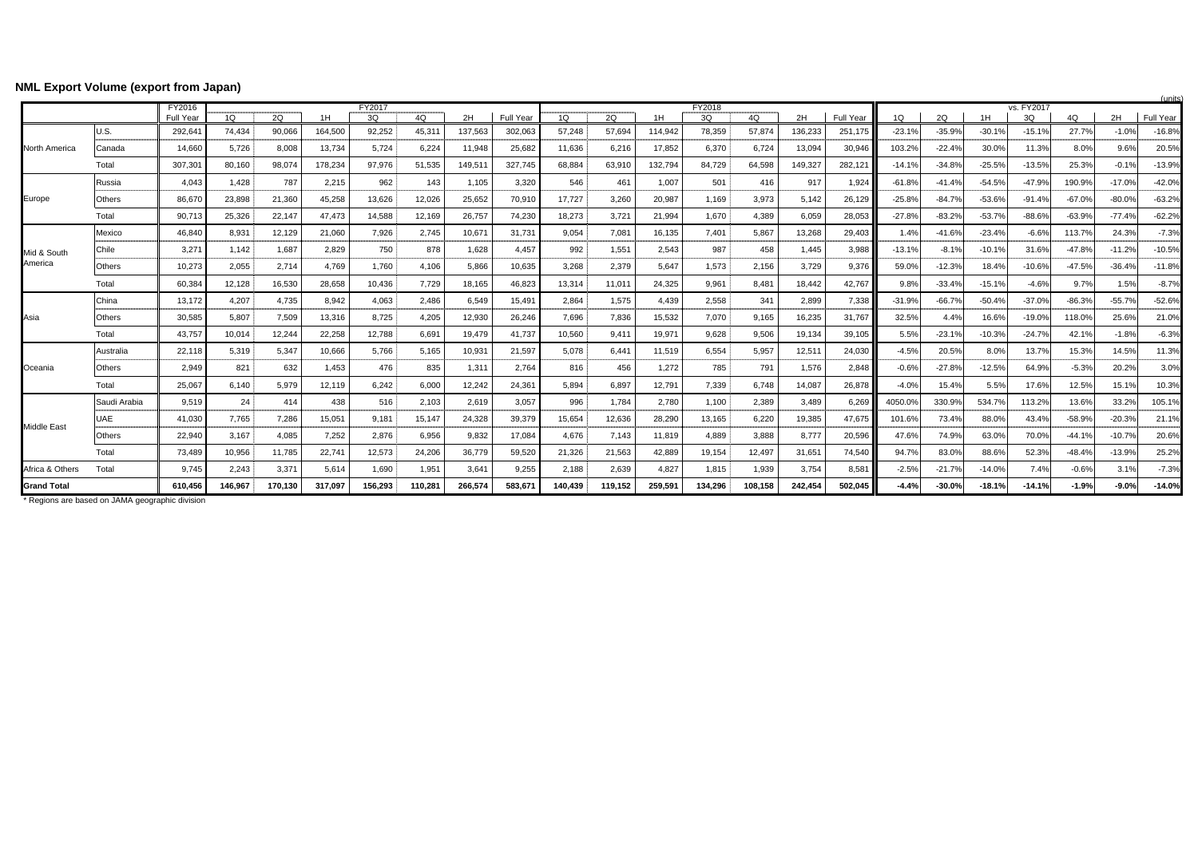## NML Export Volume (export from Japan)

(units)

| | | FY2016 | FY2017 | | | | | | | FY2018 | | | | | | | vs. FY2017 | | | | | | |
|---|---|---|---|---|---|---|---|---|---|---|---|---|---|---|---|---|---|---|---|---|---|---|---|
| | | Full Year | 1Q | 2Q | 1H | 3Q | 4Q | 2H | Full Year | 1Q | 2Q | 1H | 3Q | 4Q | 2H | Full Year | 1Q | 2Q | 1H | 3Q | 4Q | 2H | Full Year |
| North America | U.S. | 292,641 | 74,434 | 90,066 | 164,500 | 92,252 | 45,311 | 137,563 | 302,063 | 57,248 | 57,694 | 114,942 | 78,359 | 57,874 | 136,233 | 251,175 | -23.1% | -35.9% | -30.1% | -15.1% | 27.7% | -1.0% | -16.8% |
| | Canada | 14,660 | 5,726 | 8,008 | 13,734 | 5,724 | 6,224 | 11,948 | 25,682 | 11,636 | 6,216 | 17,852 | 6,370 | 6,724 | 13,094 | 30,946 | 103.2% | -22.4% | 30.0% | 11.3% | 8.0% | 9.6% | 20.5% |
| | Total | 307,301 | 80,160 | 98,074 | 178,234 | 97,976 | 51,535 | 149,511 | 327,745 | 68,884 | 63,910 | 132,794 | 84,729 | 64,598 | 149,327 | 282,121 | -14.1% | -34.8% | -25.5% | -13.5% | 25.3% | -0.1% | -13.9% |
| Europe | Russia | 4,043 | 1,428 | 787 | 2,215 | 962 | 143 | 1,105 | 3,320 | 546 | 461 | 1,007 | 501 | 416 | 917 | 1,924 | -61.8% | -41.4% | -54.5% | -47.9% | 190.9% | -17.0% | -42.0% |
| | Others | 86,670 | 23,898 | 21,360 | 45,258 | 13,626 | 12,026 | 25,652 | 70,910 | 17,727 | 3,260 | 20,987 | 1,169 | 3,973 | 5,142 | 26,129 | -25.8% | -84.7% | -53.6% | -91.4% | -67.0% | -80.0% | -63.2% |
| | Total | 90,713 | 25,326 | 22,147 | 47,473 | 14,588 | 12,169 | 26,757 | 74,230 | 18,273 | 3,721 | 21,994 | 1,670 | 4,389 | 6,059 | 28,053 | -27.8% | -83.2% | -53.7% | -88.6% | -63.9% | -77.4% | -62.2% |
| Mid & South America | Mexico | 46,840 | 8,931 | 12,129 | 21,060 | 7,926 | 2,745 | 10,671 | 31,731 | 9,054 | 7,081 | 16,135 | 7,401 | 5,867 | 13,268 | 29,403 | 1.4% | -41.6% | -23.4% | -6.6% | 113.7% | 24.3% | -7.3% |
| | Chile | 3,271 | 1,142 | 1,687 | 2,829 | 750 | 878 | 1,628 | 4,457 | 992 | 1,551 | 2,543 | 987 | 458 | 1,445 | 3,988 | -13.1% | -8.1% | -10.1% | 31.6% | -47.8% | -11.2% | -10.5% |
| | Others | 10,273 | 2,055 | 2,714 | 4,769 | 1,760 | 4,106 | 5,866 | 10,635 | 3,268 | 2,379 | 5,647 | 1,573 | 2,156 | 3,729 | 9,376 | 59.0% | -12.3% | 18.4% | -10.6% | -47.5% | -36.4% | -11.8% |
| | Total | 60,384 | 12,128 | 16,530 | 28,658 | 10,436 | 7,729 | 18,165 | 46,823 | 13,314 | 11,011 | 24,325 | 9,961 | 8,481 | 18,442 | 42,767 | 9.8% | -33.4% | -15.1% | -4.6% | 9.7% | 1.5% | -8.7% |
| Asia | China | 13,172 | 4,207 | 4,735 | 8,942 | 4,063 | 2,486 | 6,549 | 15,491 | 2,864 | 1,575 | 4,439 | 2,558 | 341 | 2,899 | 7,338 | -31.9% | -66.7% | -50.4% | -37.0% | -86.3% | -55.7% | -52.6% |
| | Others | 30,585 | 5,807 | 7,509 | 13,316 | 8,725 | 4,205 | 12,930 | 26,246 | 7,696 | 7,836 | 15,532 | 7,070 | 9,165 | 16,235 | 31,767 | 32.5% | 4.4% | 16.6% | -19.0% | 118.0% | 25.6% | 21.0% |
| | Total | 43,757 | 10,014 | 12,244 | 22,258 | 12,788 | 6,691 | 19,479 | 41,737 | 10,560 | 9,411 | 19,971 | 9,628 | 9,506 | 19,134 | 39,105 | 5.5% | -23.1% | -10.3% | -24.7% | 42.1% | -1.8% | -6.3% |
| Oceania | Australia | 22,118 | 5,319 | 5,347 | 10,666 | 5,766 | 5,165 | 10,931 | 21,597 | 5,078 | 6,441 | 11,519 | 6,554 | 5,957 | 12,511 | 24,030 | -4.5% | 20.5% | 8.0% | 13.7% | 15.3% | 14.5% | 11.3% |
| | Others | 2,949 | 821 | 632 | 1,453 | 476 | 835 | 1,311 | 2,764 | 816 | 456 | 1,272 | 785 | 791 | 1,576 | 2,848 | -0.6% | -27.8% | -12.5% | 64.9% | -5.3% | 20.2% | 3.0% |
| | Total | 25,067 | 6,140 | 5,979 | 12,119 | 6,242 | 6,000 | 12,242 | 24,361 | 5,894 | 6,897 | 12,791 | 7,339 | 6,748 | 14,087 | 26,878 | -4.0% | 15.4% | 5.5% | 17.6% | 12.5% | 15.1% | 10.3% |
| Middle East | Saudi Arabia | 9,519 | 24 | 414 | 438 | 516 | 2,103 | 2,619 | 3,057 | 996 | 1,784 | 2,780 | 1,100 | 2,389 | 3,489 | 6,269 | 4050.0% | 330.9% | 534.7% | 113.2% | 13.6% | 33.2% | 105.1% |
| | UAE | 41,030 | 7,765 | 7,286 | 15,051 | 9,181 | 15,147 | 24,328 | 39,379 | 15,654 | 12,636 | 28,290 | 13,165 | 6,220 | 19,385 | 47,675 | 101.6% | 73.4% | 88.0% | 43.4% | -58.9% | -20.3% | 21.1% |
| | Others | 22,940 | 3,167 | 4,085 | 7,252 | 2,876 | 6,956 | 9,832 | 17,084 | 4,676 | 7,143 | 11,819 | 4,889 | 3,888 | 8,777 | 20,596 | 47.6% | 74.9% | 63.0% | 70.0% | -44.1% | -10.7% | 20.6% |
| | Total | 73,489 | 10,956 | 11,785 | 22,741 | 12,573 | 24,206 | 36,779 | 59,520 | 21,326 | 21,563 | 42,889 | 19,154 | 12,497 | 31,651 | 74,540 | 94.7% | 83.0% | 88.6% | 52.3% | -48.4% | -13.9% | 25.2% |
| Africa & Others | Total | 9,745 | 2,243 | 3,371 | 5,614 | 1,690 | 1,951 | 3,641 | 9,255 | 2,188 | 2,639 | 4,827 | 1,815 | 1,939 | 3,754 | 8,581 | -2.5% | -21.7% | -14.0% | 7.4% | -0.6% | 3.1% | -7.3% |
| **Grand Total** | | **610,456** | **146,967** | **170,130** | **317,097** | **156,293** | **110,281** | **266,574** | **583,671** | **140,439** | **119,152** | **259,591** | **134,296** | **108,158** | **242,454** | **502,045** | **-4.4%** | **-30.0%** | **-18.1%** | **-14.1%** | **-1.9%** | **-9.0%** | **-14.0%** |

* Regions are based on JAMA geographic division